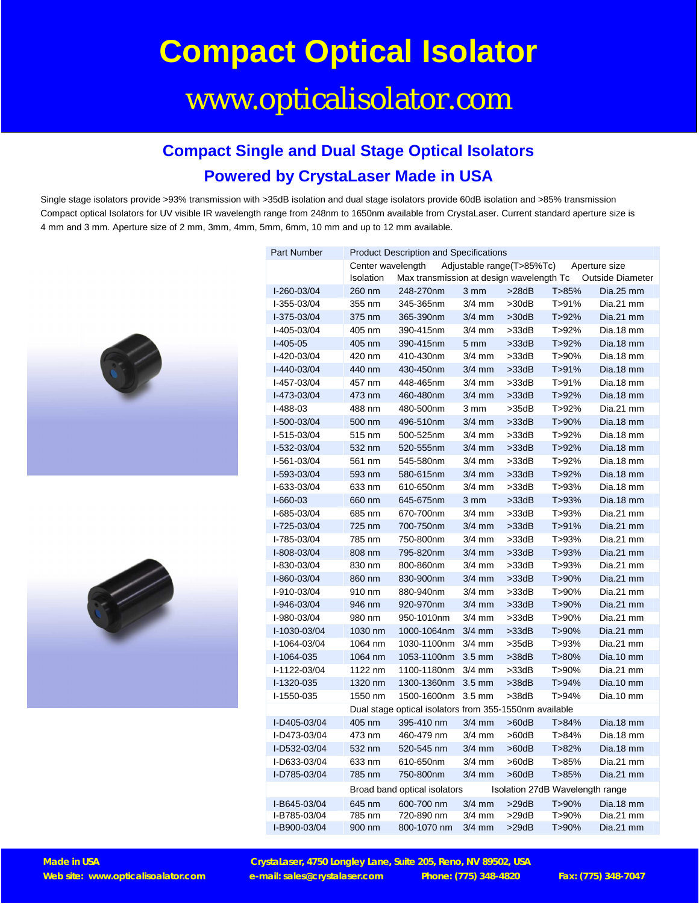# Compact Optical Isolator

www.opticalisolator.com

## Compact Single and Dual Stage Optical Isolators

## Powered by CrystaLaser Made in USA

Single stage isolators provide >93% transmission with >35dB isolation and dual stage isolators provide 60dB isolation and >85% transmission Compact optical Isolators for UV visible IR wavelength range from 248nm to 1650nm available from CrystaLaser. Current standard aperture size is 4 mm and 3 mm. Aperture size of 2 mm, 3mm, 4mm, 5mm, 6mm, 10 mm and up to 12 mm available.

| Part Number | Product Description and Specifications | | | | | |
|---|---|---|---|---|---|---|
| | Center wavelength | Adjustable range(T>85%Tc) | Aperture size | Isolation | Max transmission at design wavelength Tc | Outside Diameter |
| I-260-03/04 | 260 nm | 248-270nm | 3 mm | >28dB | T>85% | Dia.25 mm |
| I-355-03/04 | 355 nm | 345-365nm | 3/4 mm | >30dB | T>91% | Dia.21 mm |
| I-375-03/04 | 375 nm | 365-390nm | 3/4 mm | >30dB | T>92% | Dia.21 mm |
| I-405-03/04 | 405 nm | 390-415nm | 3/4 mm | >33dB | T>92% | Dia.18 mm |
| I-405-05 | 405 nm | 390-415nm | 5 mm | >33dB | T>92% | Dia.18 mm |
| I-420-03/04 | 420 nm | 410-430nm | 3/4 mm | >33dB | T>90% | Dia.18 mm |
| I-440-03/04 | 440 nm | 430-450nm | 3/4 mm | >33dB | T>91% | Dia.18 mm |
| I-457-03/04 | 457 nm | 448-465nm | 3/4 mm | >33dB | T>91% | Dia.18 mm |
| I-473-03/04 | 473 nm | 460-480nm | 3/4 mm | >33dB | T>92% | Dia.18 mm |
| I-488-03 | 488 nm | 480-500nm | 3 mm | >35dB | T>92% | Dia.21 mm |
| I-500-03/04 | 500 nm | 496-510nm | 3/4 mm | >33dB | T>90% | Dia.18 mm |
| I-515-03/04 | 515 nm | 500-525nm | 3/4 mm | >33dB | T>92% | Dia.18 mm |
| I-532-03/04 | 532 nm | 520-555nm | 3/4 mm | >33dB | T>92% | Dia.18 mm |
| I-561-03/04 | 561 nm | 545-580nm | 3/4 mm | >33dB | T>92% | Dia.18 mm |
| I-593-03/04 | 593 nm | 580-615nm | 3/4 mm | >33dB | T>92% | Dia.18 mm |
| I-633-03/04 | 633 nm | 610-650nm | 3/4 mm | >33dB | T>93% | Dia.18 mm |
| I-660-03 | 660 nm | 645-675nm | 3 mm | >33dB | T>93% | Dia.18 mm |
| I-685-03/04 | 685 nm | 670-700nm | 3/4 mm | >33dB | T>93% | Dia.21 mm |
| I-725-03/04 | 725 nm | 700-750nm | 3/4 mm | >33dB | T>91% | Dia.21 mm |
| I-785-03/04 | 785 nm | 750-800nm | 3/4 mm | >33dB | T>93% | Dia.21 mm |
| I-808-03/04 | 808 nm | 795-820nm | 3/4 mm | >33dB | T>93% | Dia.21 mm |
| I-830-03/04 | 830 nm | 800-860nm | 3/4 mm | >33dB | T>93% | Dia.21 mm |
| I-860-03/04 | 860 nm | 830-900nm | 3/4 mm | >33dB | T>90% | Dia.21 mm |
| I-910-03/04 | 910 nm | 880-940nm | 3/4 mm | >33dB | T>90% | Dia.21 mm |
| I-946-03/04 | 946 nm | 920-970nm | 3/4 mm | >33dB | T>90% | Dia.21 mm |
| I-980-03/04 | 980 nm | 950-1010nm | 3/4 mm | >33dB | T>90% | Dia.21 mm |
| I-1030-03/04 | 1030 nm | 1000-1064nm | 3/4 mm | >33dB | T>90% | Dia.21 mm |
| I-1064-03/04 | 1064 nm | 1030-1100nm | 3/4 mm | >35dB | T>93% | Dia.21 mm |
| I-1064-035 | 1064 nm | 1053-1100nm | 3.5 mm | >38dB | T>80% | Dia.10 mm |
| I-1122-03/04 | 1122 nm | 1100-1180nm | 3/4 mm | >33dB | T>90% | Dia.21 mm |
| I-1320-035 | 1320 nm | 1300-1360nm | 3.5 mm | >38dB | T>94% | Dia.10 mm |
| I-1550-035 | 1550 nm | 1500-1600nm | 3.5 mm | >38dB | T>94% | Dia.10 mm |
| | Dual stage optical isolators from 355-1550nm available | | | | | |
| I-D405-03/04 | 405 nm | 395-410 nm | 3/4 mm | >60dB | T>84% | Dia.18 mm |
| I-D473-03/04 | 473 nm | 460-479 nm | 3/4 mm | >60dB | T>84% | Dia.18 mm |
| I-D532-03/04 | 532 nm | 520-545 nm | 3/4 mm | >60dB | T>82% | Dia.18 mm |
| I-D633-03/04 | 633 nm | 610-650nm | 3/4 mm | >60dB | T>85% | Dia.21 mm |
| I-D785-03/04 | 785 nm | 750-800nm | 3/4 mm | >60dB | T>85% | Dia.21 mm |
| | Broad band optical isolators | | Isolation 27dB Wavelength range | | | |
| I-B645-03/04 | 645 nm | 600-700 nm | 3/4 mm | >29dB | T>90% | Dia.18 mm |
| I-B785-03/04 | 785 nm | 720-890 nm | 3/4 mm | >29dB | T>90% | Dia.21 mm |
| I-B900-03/04 | 900 nm | 800-1070 nm | 3/4 mm | >29dB | T>90% | Dia.21 mm |

**Made in USA**
**Web site: www.opticalisoalator.com**

**CrystaLaser, 4750 Longley Lane, Suite 205, Reno, NV 89502, USA**
**e-mail: sales@crystalaser.com** **Phone: (775) 348-4820** **Fax: (775) 348-7047**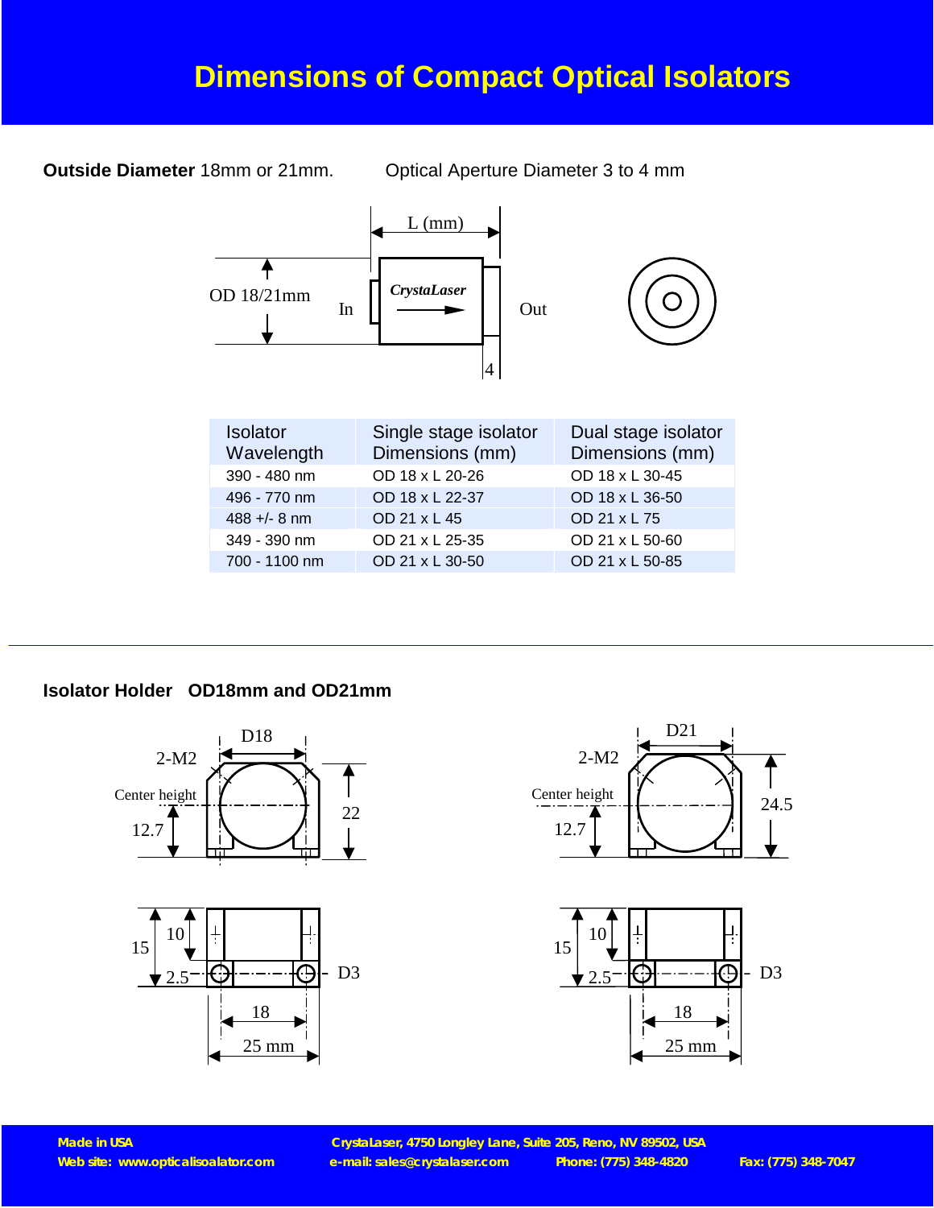# Dimensions of Compact Optical Isolators

**Outside Diameter** 18mm or 21mm.  Optical Aperture Diameter 3 to 4 mm

L (mm)

OD 18/21mm

In

*CrystaLaser*

Out

4

| Isolator Wavelength | Single stage isolator Dimensions (mm) | Dual stage isolator Dimensions (mm) |
|---|---|---|
| 390 - 480 nm | OD 18 x L 20-26 | OD 18 x L 30-45 |
| 496 - 770 nm | OD 18 x L 22-37 | OD 18 x L 36-50 |
| 488 +/- 8 nm | OD 21 x L 45 | OD 21 x L 75 |
| 349 - 390 nm | OD 21 x L 25-35 | OD 21 x L 50-60 |
| 700 - 1100 nm | OD 21 x L 30-50 | OD 21 x L 50-85 |

---

**Isolator Holder  OD18mm and OD21mm**

D18

2-M2

Center height

12.7

22

D21

2-M2

Center height

12.7

24.5

15

10

2.5

D3

18

25 mm

15

10

2.5

D3

18

25 mm

Made in USA

Web site: www.opticalisoalator.com

CrystaLaser, 4750 Longley Lane, Suite 205, Reno, NV 89502, USA

e-mail: sales@crystalaser.com  Phone: (775) 348-4820  Fax: (775) 348-7047